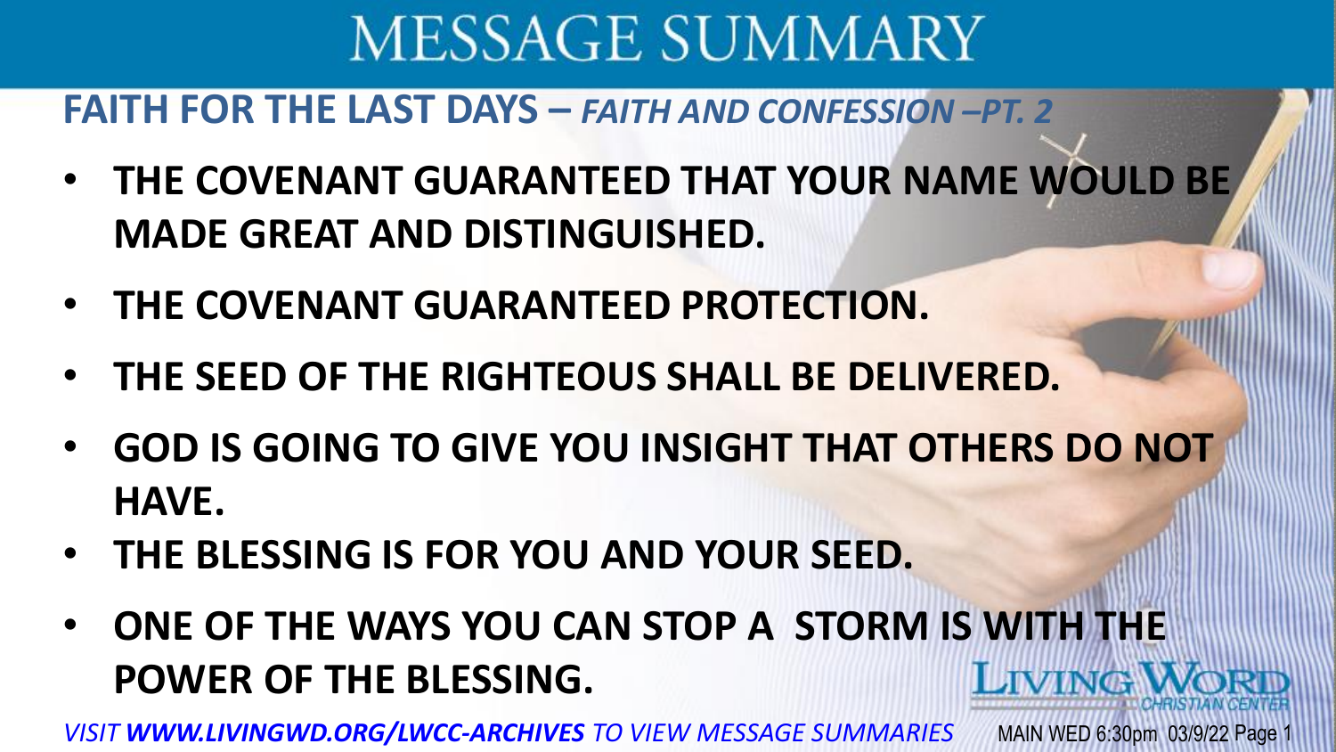# MESSAGE SUMMARY

## FAITH FOR THE LAST DAYS – *FAITH AND CONFESSION –PT. 2*

- **THE COVENANT GUARANTEED THAT YOUR NAME WOULD BE MADE GREAT AND DISTINGUISHED.**
- **THE COVENANT GUARANTEED PROTECTION.**
- **THE SEED OF THE RIGHTEOUS SHALL BE DELIVERED.**
- **GOD IS GOING TO GIVE YOU INSIGHT THAT OTHERS DO NOT HAVE.**
- **THE BLESSING IS FOR YOU AND YOUR SEED.**
- **ONE OF THE WAYS YOU CAN STOP A STORM IS WITH THE POWER OF THE BLESSING.**

LIVING WORD CHRISTIAN CENTER

*VISIT **WWW.LIVINGWD.ORG/LWCC-ARCHIVES** TO VIEW MESSAGE SUMMARIES*

MAIN WED 6:30pm 03/9/22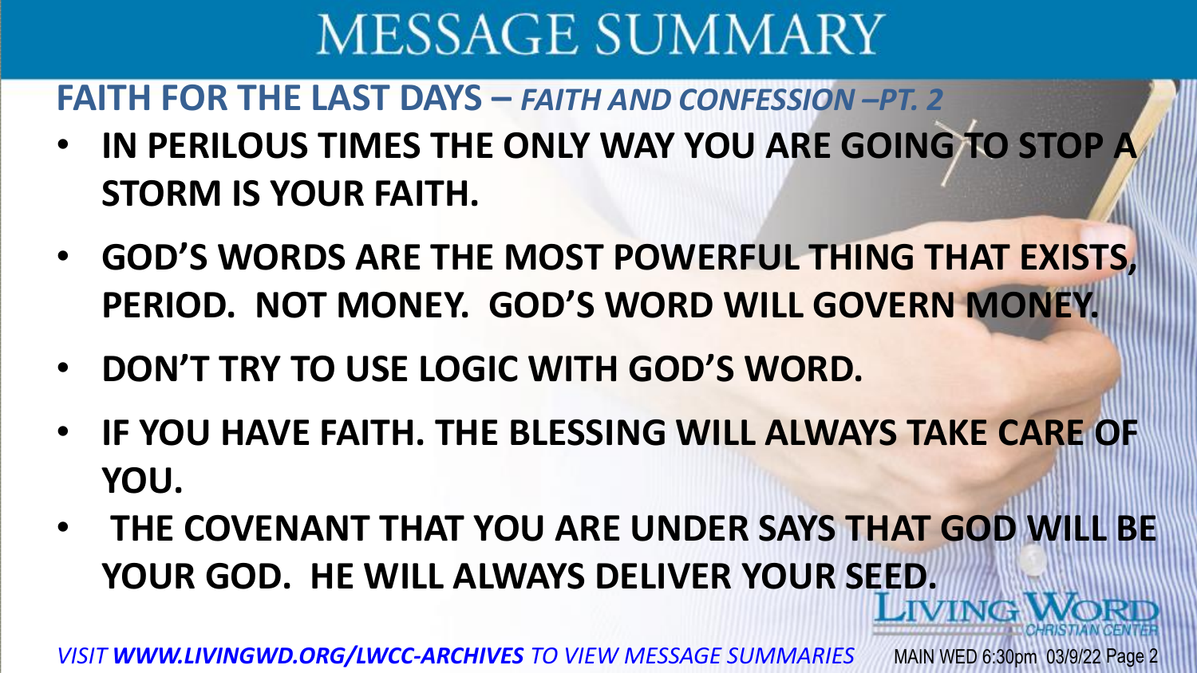# MESSAGE SUMMARY

## FAITH FOR THE LAST DAYS – *FAITH AND CONFESSION –PT. 2*

- **IN PERILOUS TIMES THE ONLY WAY YOU ARE GOING TO STOP A STORM IS YOUR FAITH.**
- **GOD'S WORDS ARE THE MOST POWERFUL THING THAT EXISTS, PERIOD. NOT MONEY. GOD'S WORD WILL GOVERN MONEY.**
- **DON'T TRY TO USE LOGIC WITH GOD'S WORD.**
- **IF YOU HAVE FAITH. THE BLESSING WILL ALWAYS TAKE CARE OF YOU.**
- **THE COVENANT THAT YOU ARE UNDER SAYS THAT GOD WILL BE YOUR GOD. HE WILL ALWAYS DELIVER YOUR SEED.**

LIVING WORD CHRISTIAN CENTER

*VISIT **WWW.LIVINGWD.ORG/LWCC-ARCHIVES** TO VIEW MESSAGE SUMMARIES*

MAIN WED 6:30pm 03/9/22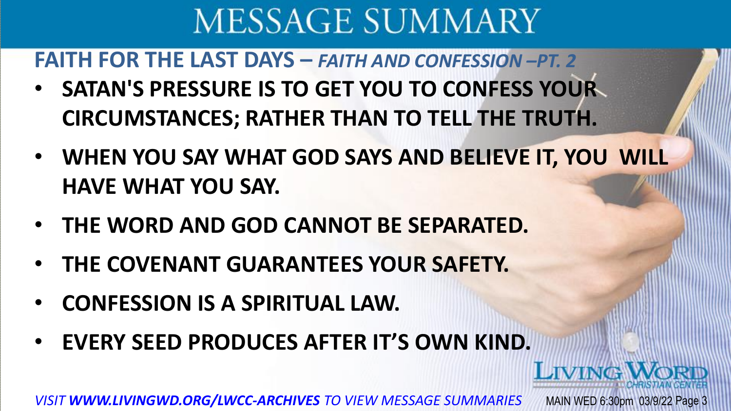# MESSAGE SUMMARY

## FAITH FOR THE LAST DAYS – *FAITH AND CONFESSION –PT. 2*

- **SATAN'S PRESSURE IS TO GET YOU TO CONFESS YOUR CIRCUMSTANCES; RATHER THAN TO TELL THE TRUTH.**
- **WHEN YOU SAY WHAT GOD SAYS AND BELIEVE IT, YOU WILL HAVE WHAT YOU SAY.**
- **THE WORD AND GOD CANNOT BE SEPARATED.**
- **THE COVENANT GUARANTEES YOUR SAFETY.**
- **CONFESSION IS A SPIRITUAL LAW.**
- **EVERY SEED PRODUCES AFTER IT'S OWN KIND.**

LIVING WORD CHRISTIAN CENTER

*VISIT **WWW.LIVINGWD.ORG/LWCC-ARCHIVES** TO VIEW MESSAGE SUMMARIES*

MAIN WED 6:30pm 03/9/22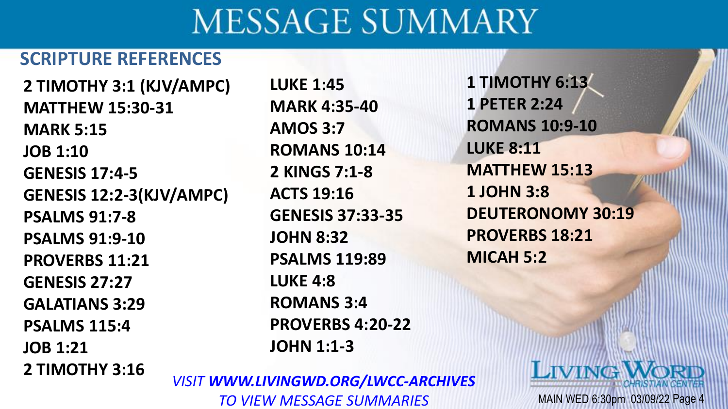# MESSAGE SUMMARY

## SCRIPTURE REFERENCES

**2 TIMOTHY 3:1 (KJV/AMPC)**
**MATTHEW 15:30-31**
**MARK 5:15**
**JOB 1:10**
**GENESIS 17:4-5**
**GENESIS 12:2-3(KJV/AMPC)**
**PSALMS 91:7-8**
**PSALMS 91:9-10**
**PROVERBS 11:21**
**GENESIS 27:27**
**GALATIANS 3:29**
**PSALMS 115:4**
**JOB 1:21**
**2 TIMOTHY 3:16**

**LUKE 1:45**
**MARK 4:35-40**
**AMOS 3:7**
**ROMANS 10:14**
**2 KINGS 7:1-8**
**ACTS 19:16**
**GENESIS 37:33-35**
**JOHN 8:32**
**PSALMS 119:89**
**LUKE 4:8**
**ROMANS 3:4**
**PROVERBS 4:20-22**
**JOHN 1:1-3**

**1 TIMOTHY 6:13**
**1 PETER 2:24**
**ROMANS 10:9-10**
**LUKE 8:11**
**MATTHEW 15:13**
**1 JOHN 3:8**
**DEUTERONOMY 30:19**
**PROVERBS 18:21**
**MICAH 5:2**

*VISIT **WWW.LIVINGWD.ORG/LWCC-ARCHIVES***
*TO VIEW MESSAGE SUMMARIES*

LIVING WORD CHRISTIAN CENTER

MAIN WED 6:30pm 03/09/22